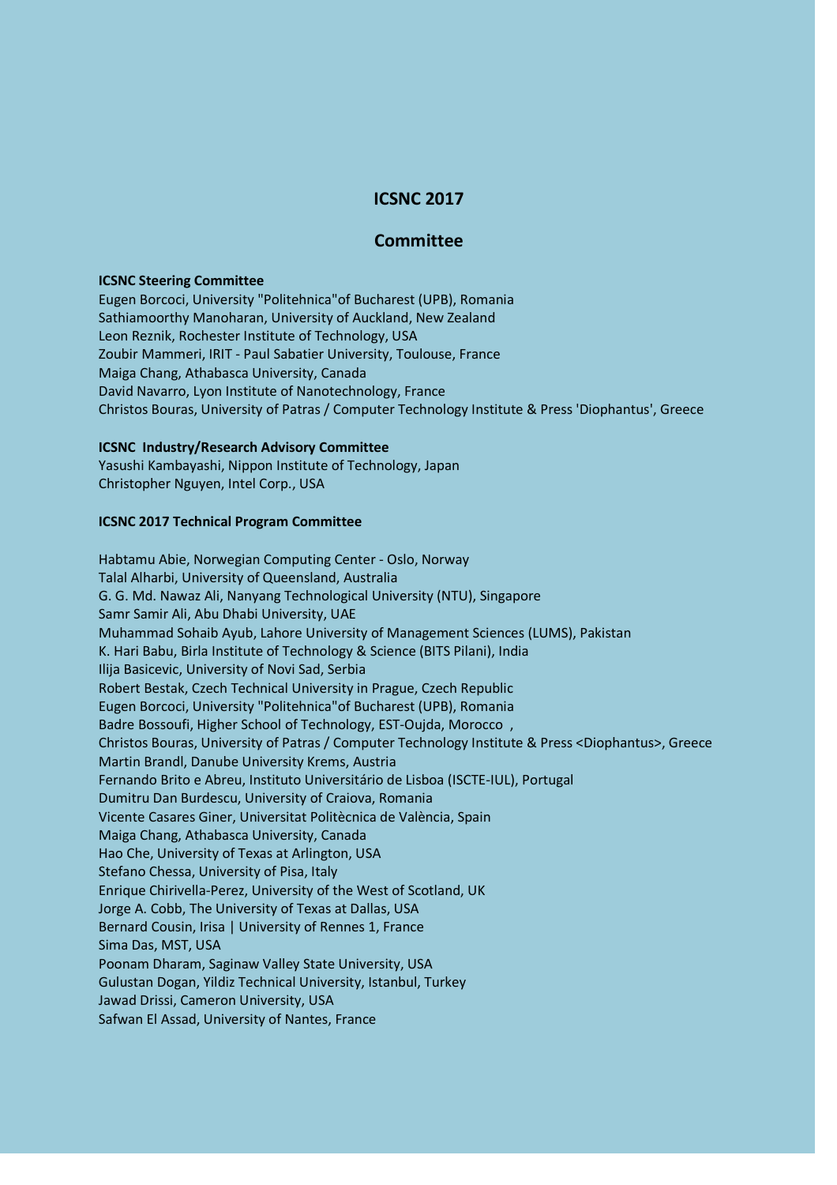# ICSNC 2017

## Committee

**ICSNC Steering Committee**

Eugen Borcoci, University "Politehnica"of Bucharest (UPB), Romania
Sathiamoorthy Manoharan, University of Auckland, New Zealand
Leon Reznik, Rochester Institute of Technology, USA
Zoubir Mammeri, IRIT - Paul Sabatier University, Toulouse, France
Maiga Chang, Athabasca University, Canada
David Navarro, Lyon Institute of Nanotechnology, France
Christos Bouras, University of Patras / Computer Technology Institute & Press 'Diophantus', Greece

**ICSNC Industry/Research Advisory Committee**

Yasushi Kambayashi, Nippon Institute of Technology, Japan
Christopher Nguyen, Intel Corp., USA

**ICSNC 2017 Technical Program Committee**

Habtamu Abie, Norwegian Computing Center - Oslo, Norway
Talal Alharbi, University of Queensland, Australia
G. G. Md. Nawaz Ali, Nanyang Technological University (NTU), Singapore
Samr Samir Ali, Abu Dhabi University, UAE
Muhammad Sohaib Ayub, Lahore University of Management Sciences (LUMS), Pakistan
K. Hari Babu, Birla Institute of Technology & Science (BITS Pilani), India
Ilija Basicevic, University of Novi Sad, Serbia
Robert Bestak, Czech Technical University in Prague, Czech Republic
Eugen Borcoci, University "Politehnica"of Bucharest (UPB), Romania
Badre Bossoufi, Higher School of Technology, EST-Oujda, Morocco ,
Christos Bouras, University of Patras / Computer Technology Institute & Press <Diophantus>, Greece
Martin Brandl, Danube University Krems, Austria
Fernando Brito e Abreu, Instituto Universitário de Lisboa (ISCTE-IUL), Portugal
Dumitru Dan Burdescu, University of Craiova, Romania
Vicente Casares Giner, Universitat Politècnica de València, Spain
Maiga Chang, Athabasca University, Canada
Hao Che, University of Texas at Arlington, USA
Stefano Chessa, University of Pisa, Italy
Enrique Chirivella-Perez, University of the West of Scotland, UK
Jorge A. Cobb, The University of Texas at Dallas, USA
Bernard Cousin, Irisa | University of Rennes 1, France
Sima Das, MST, USA
Poonam Dharam, Saginaw Valley State University, USA
Gulustan Dogan, Yildiz Technical University, Istanbul, Turkey
Jawad Drissi, Cameron University, USA
Safwan El Assad, University of Nantes, France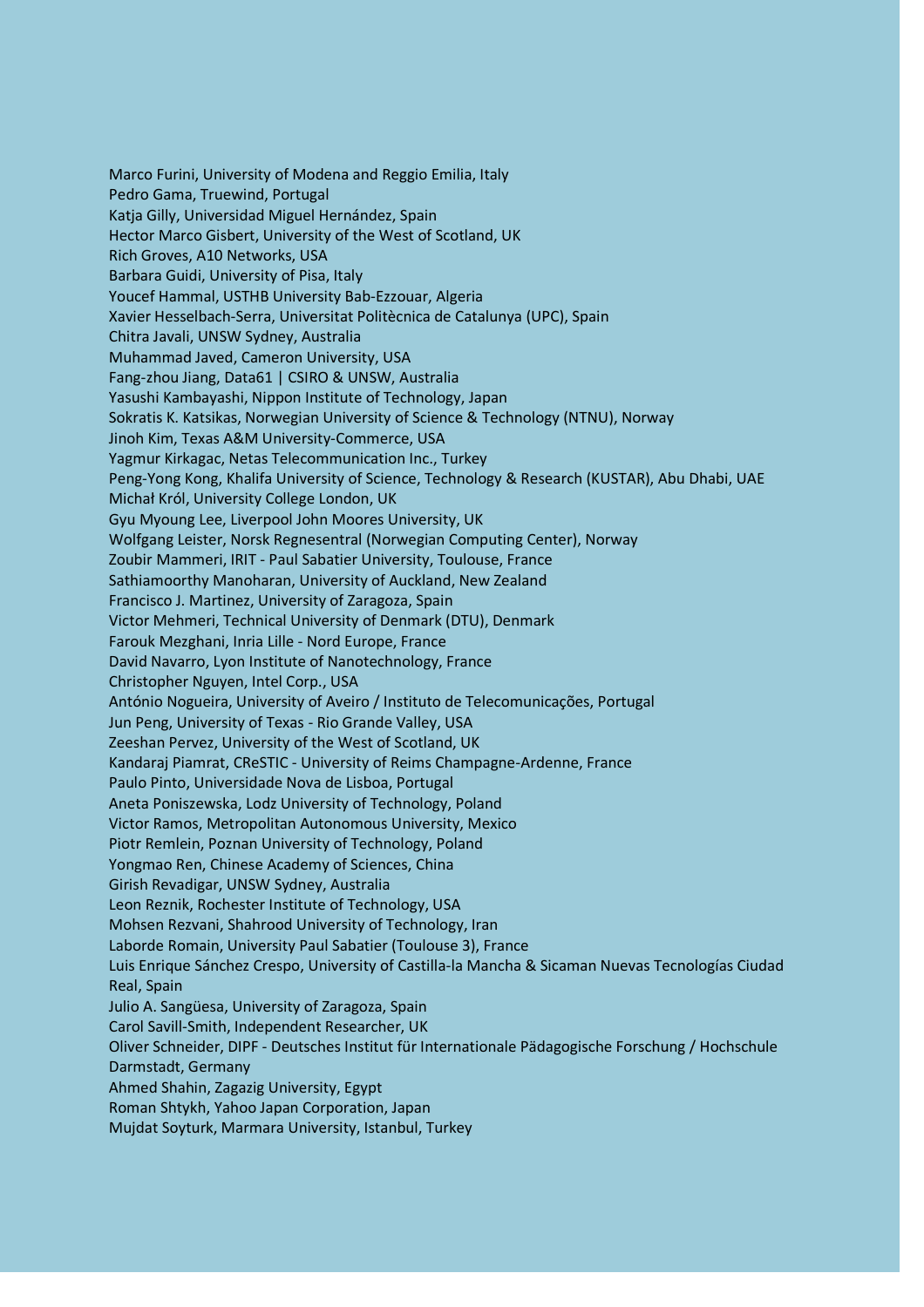Marco Furini, University of Modena and Reggio Emilia, Italy
Pedro Gama, Truewind, Portugal
Katja Gilly, Universidad Miguel Hernández, Spain
Hector Marco Gisbert, University of the West of Scotland, UK
Rich Groves, A10 Networks, USA
Barbara Guidi, University of Pisa, Italy
Youcef Hammal, USTHB University Bab-Ezzouar, Algeria
Xavier Hesselbach-Serra, Universitat Politècnica de Catalunya (UPC), Spain
Chitra Javali, UNSW Sydney, Australia
Muhammad Javed, Cameron University, USA
Fang-zhou Jiang, Data61 | CSIRO & UNSW, Australia
Yasushi Kambayashi, Nippon Institute of Technology, Japan
Sokratis K. Katsikas, Norwegian University of Science & Technology (NTNU), Norway
Jinoh Kim, Texas A&M University-Commerce, USA
Yagmur Kirkagac, Netas Telecommunication Inc., Turkey
Peng-Yong Kong, Khalifa University of Science, Technology & Research (KUSTAR), Abu Dhabi, UAE
Michał Król, University College London, UK
Gyu Myoung Lee, Liverpool John Moores University, UK
Wolfgang Leister, Norsk Regnesentral (Norwegian Computing Center), Norway
Zoubir Mammeri, IRIT - Paul Sabatier University, Toulouse, France
Sathiamoorthy Manoharan, University of Auckland, New Zealand
Francisco J. Martinez, University of Zaragoza, Spain
Victor Mehmeri, Technical University of Denmark (DTU), Denmark
Farouk Mezghani, Inria Lille - Nord Europe, France
David Navarro, Lyon Institute of Nanotechnology, France
Christopher Nguyen, Intel Corp., USA
António Nogueira, University of Aveiro / Instituto de Telecomunicações, Portugal
Jun Peng, University of Texas - Rio Grande Valley, USA
Zeeshan Pervez, University of the West of Scotland, UK
Kandaraj Piamrat, CReSTIC - University of Reims Champagne-Ardenne, France
Paulo Pinto, Universidade Nova de Lisboa, Portugal
Aneta Poniszewska, Lodz University of Technology, Poland
Victor Ramos, Metropolitan Autonomous University, Mexico
Piotr Remlein, Poznan University of Technology, Poland
Yongmao Ren, Chinese Academy of Sciences, China
Girish Revadigar, UNSW Sydney, Australia
Leon Reznik, Rochester Institute of Technology, USA
Mohsen Rezvani, Shahrood University of Technology, Iran
Laborde Romain, University Paul Sabatier (Toulouse 3), France
Luis Enrique Sánchez Crespo, University of Castilla-la Mancha & Sicaman Nuevas Tecnologías Ciudad Real, Spain
Julio A. Sangüesa, University of Zaragoza, Spain
Carol Savill-Smith, Independent Researcher, UK
Oliver Schneider, DIPF - Deutsches Institut für Internationale Pädagogische Forschung / Hochschule Darmstadt, Germany
Ahmed Shahin, Zagazig University, Egypt
Roman Shtykh, Yahoo Japan Corporation, Japan
Mujdat Soyturk, Marmara University, Istanbul, Turkey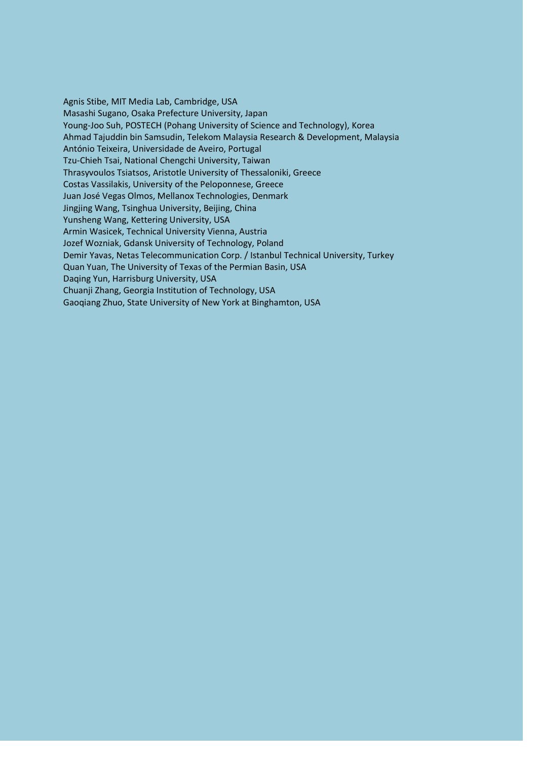Agnis Stibe, MIT Media Lab, Cambridge, USA
Masashi Sugano, Osaka Prefecture University, Japan
Young-Joo Suh, POSTECH (Pohang University of Science and Technology), Korea
Ahmad Tajuddin bin Samsudin, Telekom Malaysia Research & Development, Malaysia
António Teixeira, Universidade de Aveiro, Portugal
Tzu-Chieh Tsai, National Chengchi University, Taiwan
Thrasyvoulos Tsiatsos, Aristotle University of Thessaloniki, Greece
Costas Vassilakis, University of the Peloponnese, Greece
Juan José Vegas Olmos, Mellanox Technologies, Denmark
Jingjing Wang, Tsinghua University, Beijing, China
Yunsheng Wang, Kettering University, USA
Armin Wasicek, Technical University Vienna, Austria
Jozef Wozniak, Gdansk University of Technology, Poland
Demir Yavas, Netas Telecommunication Corp. / Istanbul Technical University, Turkey
Quan Yuan, The University of Texas of the Permian Basin, USA
Daqing Yun, Harrisburg University, USA
Chuanji Zhang, Georgia Institution of Technology, USA
Gaoqiang Zhuo, State University of New York at Binghamton, USA